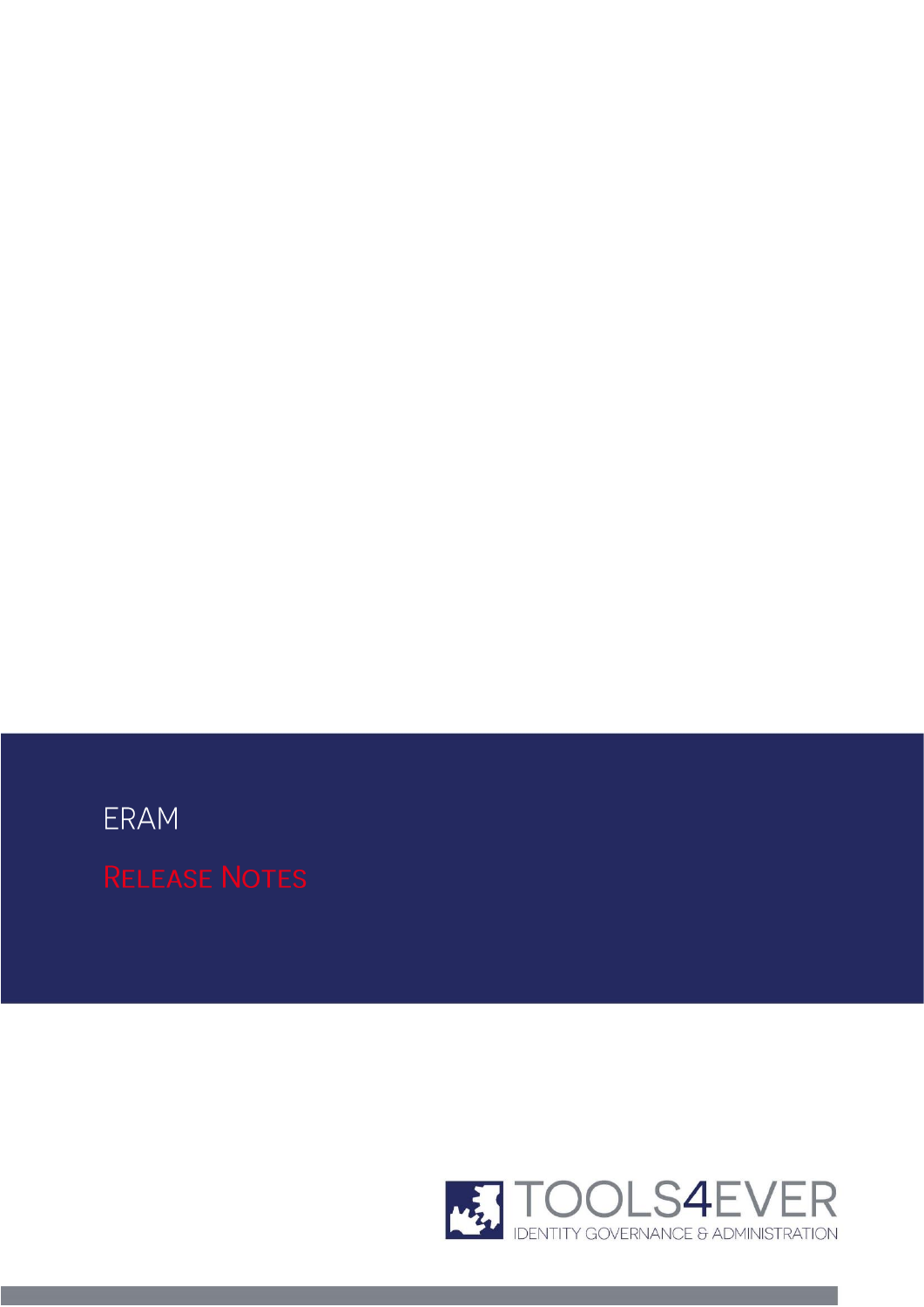# ERAM

## RELEASE NOTES

TOOLS4EVER

IDENTITY GOVERNANCE & ADMINISTRATION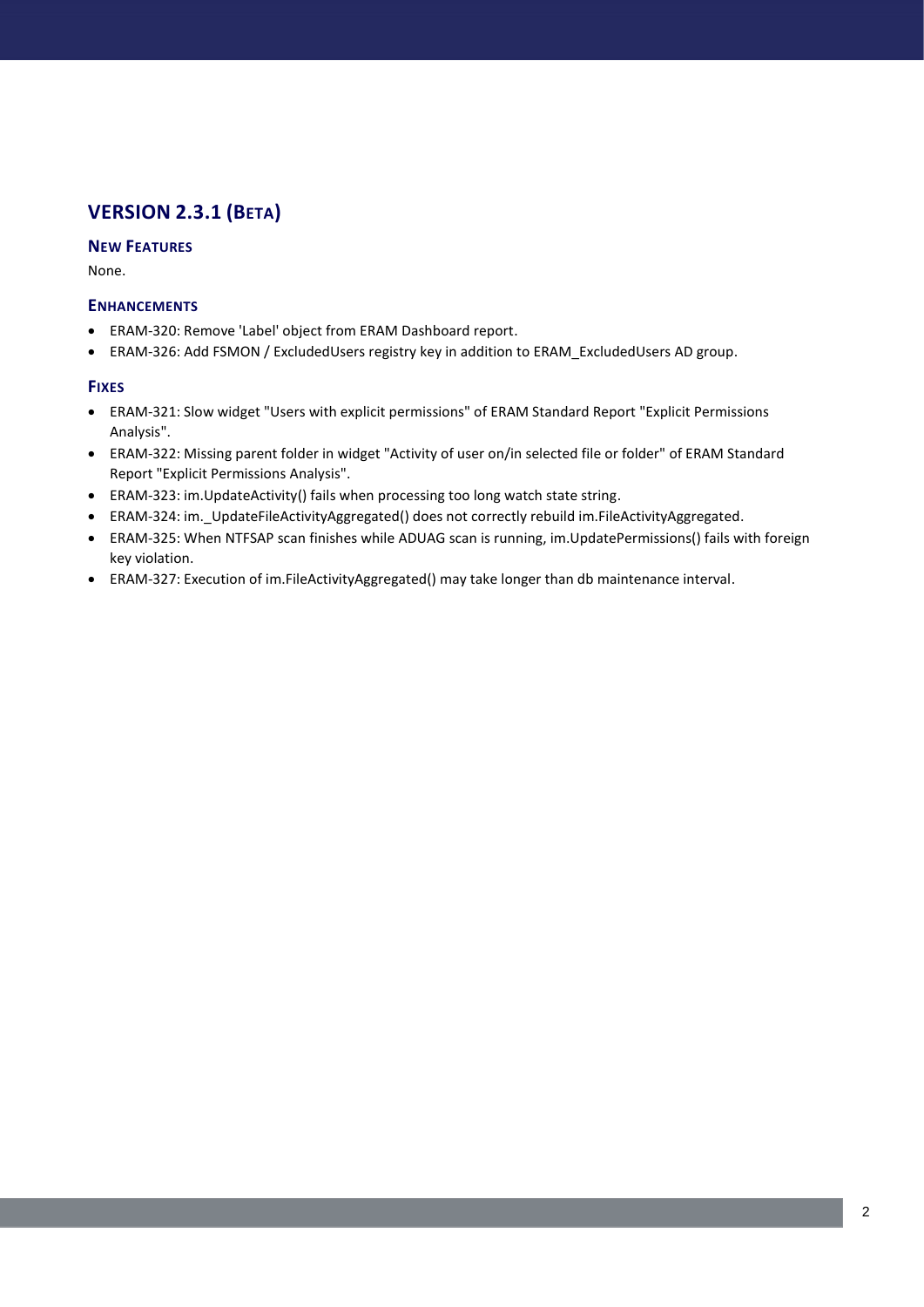## VERSION 2.3.1 (BETA)

### NEW FEATURES

None.

### ENHANCEMENTS

- ERAM-320: Remove 'Label' object from ERAM Dashboard report.
- ERAM-326: Add FSMON / ExcludedUsers registry key in addition to ERAM_ExcludedUsers AD group.

### FIXES

- ERAM-321: Slow widget "Users with explicit permissions" of ERAM Standard Report "Explicit Permissions Analysis".
- ERAM-322: Missing parent folder in widget "Activity of user on/in selected file or folder" of ERAM Standard Report "Explicit Permissions Analysis".
- ERAM-323: im.UpdateActivity() fails when processing too long watch state string.
- ERAM-324: im._UpdateFileActivityAggregated() does not correctly rebuild im.FileActivityAggregated.
- ERAM-325: When NTFSAP scan finishes while ADUAG scan is running, im.UpdatePermissions() fails with foreign key violation.
- ERAM-327: Execution of im.FileActivityAggregated() may take longer than db maintenance interval.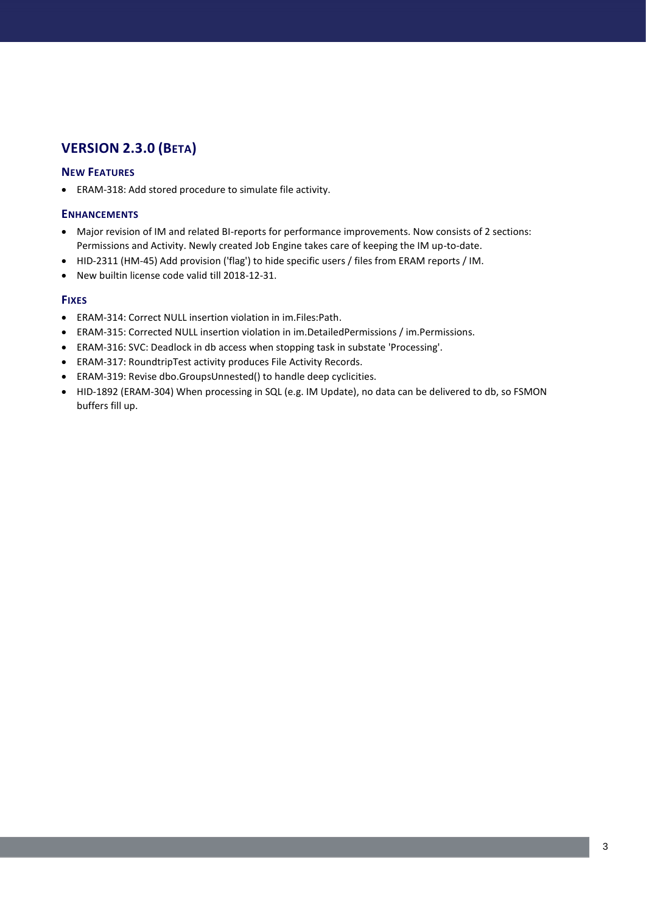## VERSION 2.3.0 (BETA)

### NEW FEATURES

- ERAM-318: Add stored procedure to simulate file activity.

### ENHANCEMENTS

- Major revision of IM and related BI-reports for performance improvements. Now consists of 2 sections: Permissions and Activity. Newly created Job Engine takes care of keeping the IM up-to-date.
- HID-2311 (HM-45) Add provision ('flag') to hide specific users / files from ERAM reports / IM.
- New builtin license code valid till 2018-12-31.

### FIXES

- ERAM-314: Correct NULL insertion violation in im.Files:Path.
- ERAM-315: Corrected NULL insertion violation in im.DetailedPermissions / im.Permissions.
- ERAM-316: SVC: Deadlock in db access when stopping task in substate 'Processing'.
- ERAM-317: RoundtripTest activity produces File Activity Records.
- ERAM-319: Revise dbo.GroupsUnnested() to handle deep cyclicities.
- HID-1892 (ERAM-304) When processing in SQL (e.g. IM Update), no data can be delivered to db, so FSMON buffers fill up.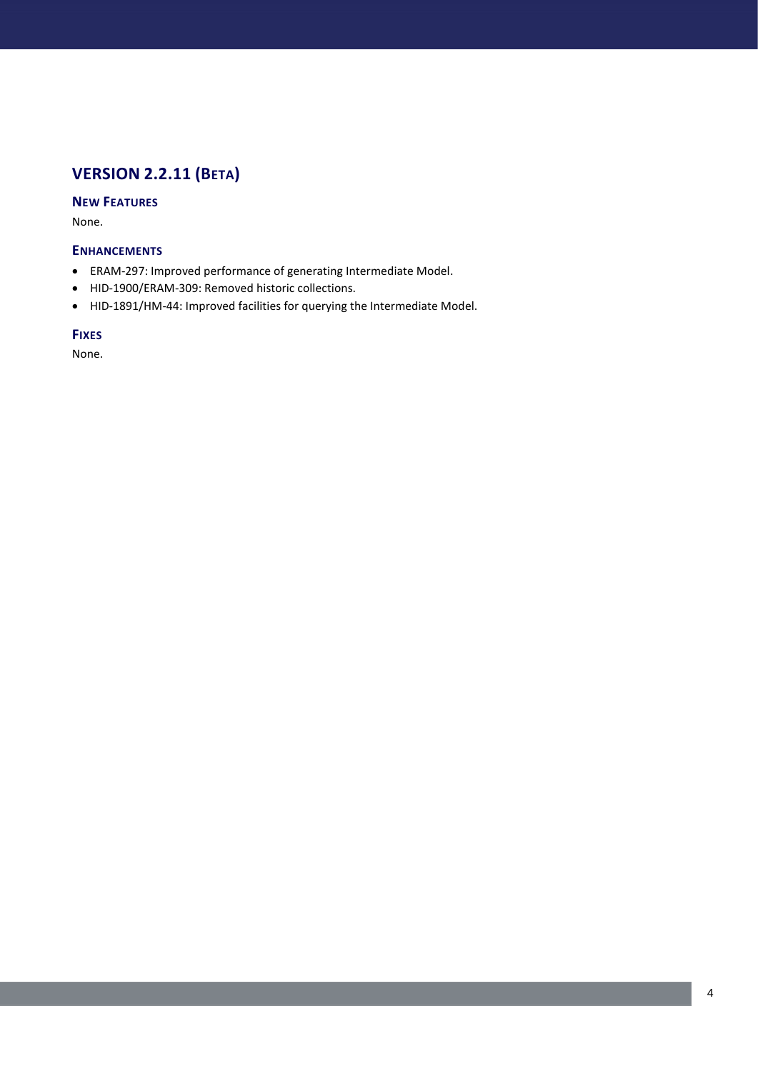## VERSION 2.2.11 (BETA)

### NEW FEATURES

None.

### ENHANCEMENTS

- ERAM-297: Improved performance of generating Intermediate Model.
- HID-1900/ERAM-309: Removed historic collections.
- HID-1891/HM-44: Improved facilities for querying the Intermediate Model.

### FIXES

None.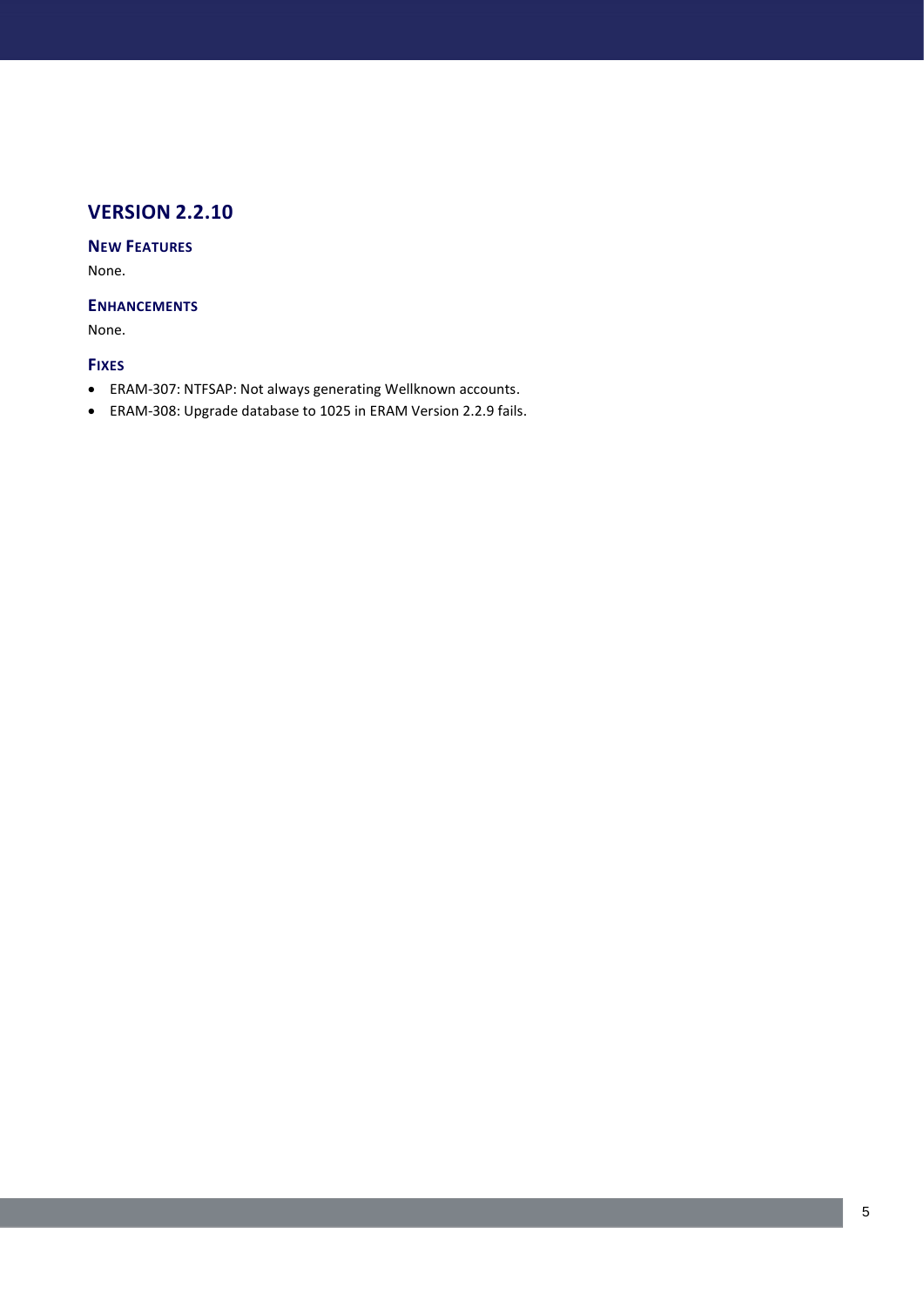## VERSION 2.2.10

### New Features

None.

### Enhancements

None.

### Fixes

- ERAM-307: NTFSAP: Not always generating Wellknown accounts.
- ERAM-308: Upgrade database to 1025 in ERAM Version 2.2.9 fails.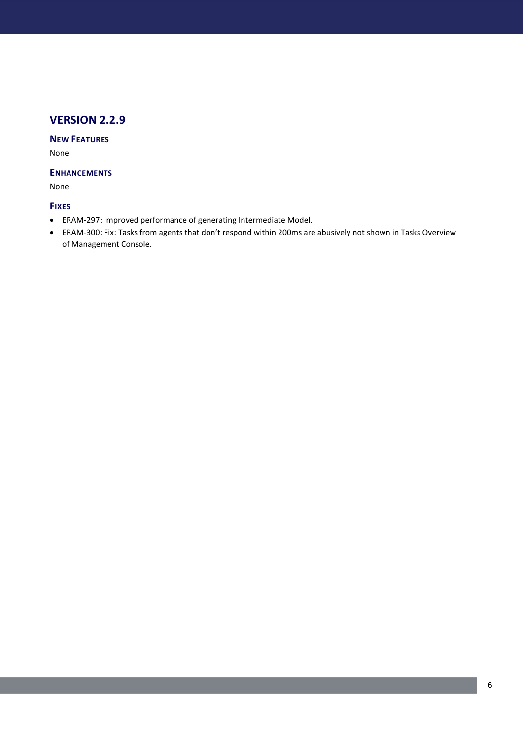## VERSION 2.2.9

### NEW FEATURES

None.

### ENHANCEMENTS

None.

### FIXES

- ERAM-297: Improved performance of generating Intermediate Model.
- ERAM-300: Fix: Tasks from agents that don't respond within 200ms are abusively not shown in Tasks Overview of Management Console.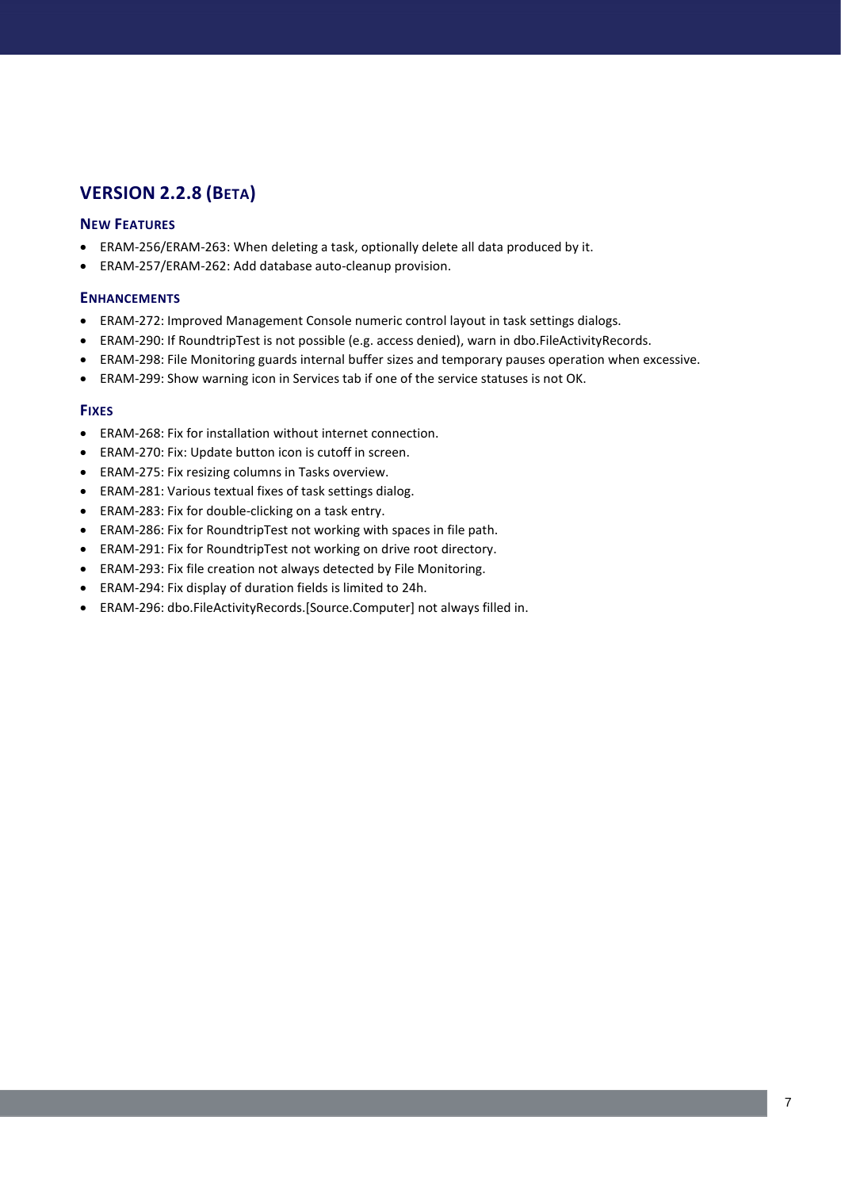## VERSION 2.2.8 (BETA)

### NEW FEATURES

- ERAM-256/ERAM-263: When deleting a task, optionally delete all data produced by it.
- ERAM-257/ERAM-262: Add database auto-cleanup provision.

### ENHANCEMENTS

- ERAM-272: Improved Management Console numeric control layout in task settings dialogs.
- ERAM-290: If RoundtripTest is not possible (e.g. access denied), warn in dbo.FileActivityRecords.
- ERAM-298: File Monitoring guards internal buffer sizes and temporary pauses operation when excessive.
- ERAM-299: Show warning icon in Services tab if one of the service statuses is not OK.

### FIXES

- ERAM-268: Fix for installation without internet connection.
- ERAM-270: Fix: Update button icon is cutoff in screen.
- ERAM-275: Fix resizing columns in Tasks overview.
- ERAM-281: Various textual fixes of task settings dialog.
- ERAM-283: Fix for double-clicking on a task entry.
- ERAM-286: Fix for RoundtripTest not working with spaces in file path.
- ERAM-291: Fix for RoundtripTest not working on drive root directory.
- ERAM-293: Fix file creation not always detected by File Monitoring.
- ERAM-294: Fix display of duration fields is limited to 24h.
- ERAM-296: dbo.FileActivityRecords.[Source.Computer] not always filled in.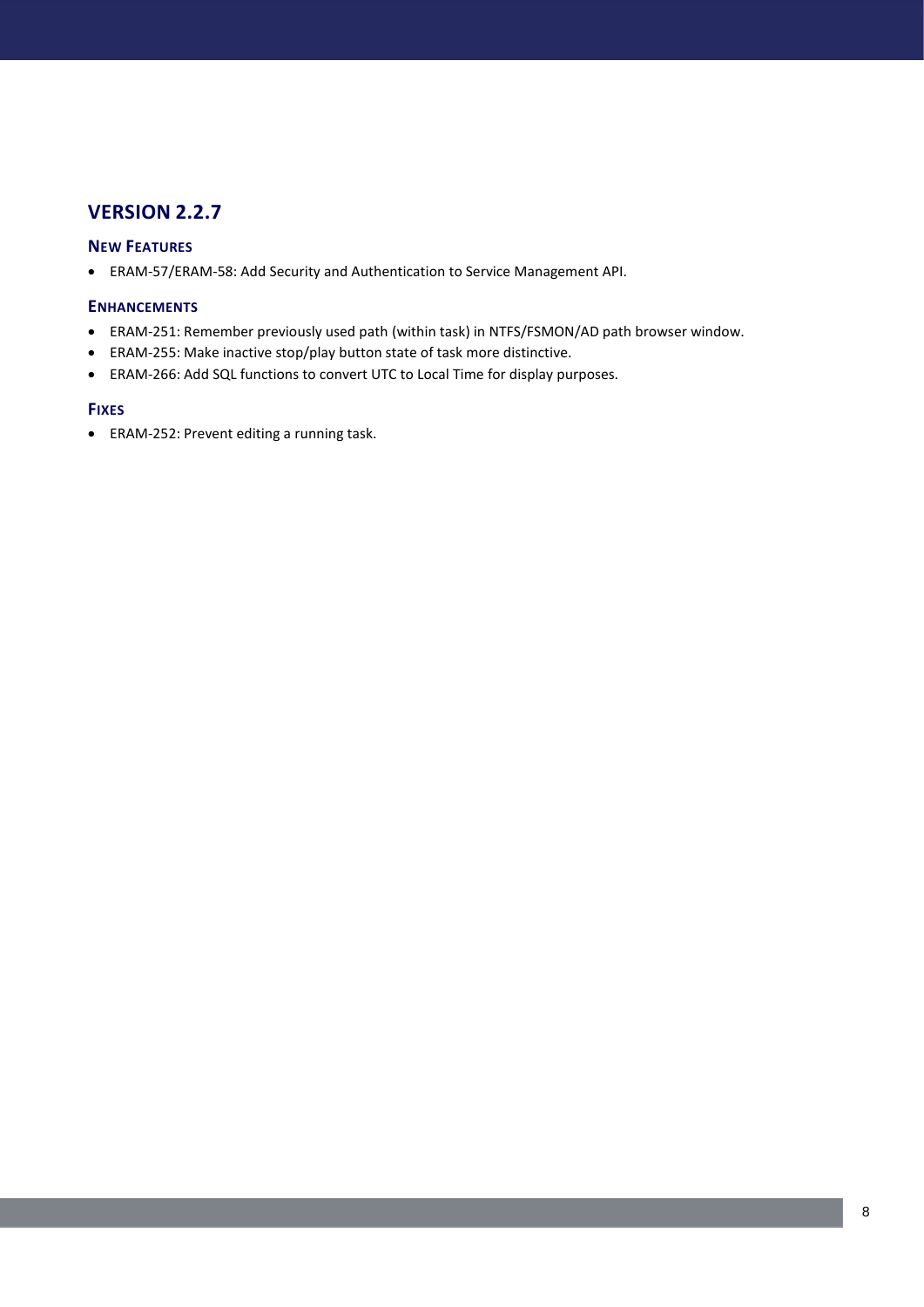## VERSION 2.2.7

### New Features

- ERAM-57/ERAM-58: Add Security and Authentication to Service Management API.

### Enhancements

- ERAM-251: Remember previously used path (within task) in NTFS/FSMON/AD path browser window.
- ERAM-255: Make inactive stop/play button state of task more distinctive.
- ERAM-266: Add SQL functions to convert UTC to Local Time for display purposes.

### Fixes

- ERAM-252: Prevent editing a running task.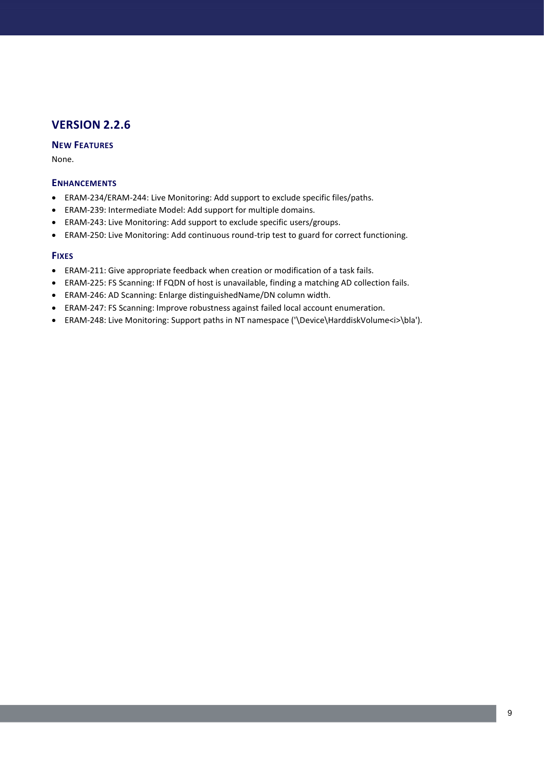## VERSION 2.2.6

### NEW FEATURES

None.

### ENHANCEMENTS

- ERAM-234/ERAM-244: Live Monitoring: Add support to exclude specific files/paths.
- ERAM-239: Intermediate Model: Add support for multiple domains.
- ERAM-243: Live Monitoring: Add support to exclude specific users/groups.
- ERAM-250: Live Monitoring: Add continuous round-trip test to guard for correct functioning.

### FIXES

- ERAM-211: Give appropriate feedback when creation or modification of a task fails.
- ERAM-225: FS Scanning: If FQDN of host is unavailable, finding a matching AD collection fails.
- ERAM-246: AD Scanning: Enlarge distinguishedName/DN column width.
- ERAM-247: FS Scanning: Improve robustness against failed local account enumeration.
- ERAM-248: Live Monitoring: Support paths in NT namespace ('\Device\HarddiskVolume<i>\bla').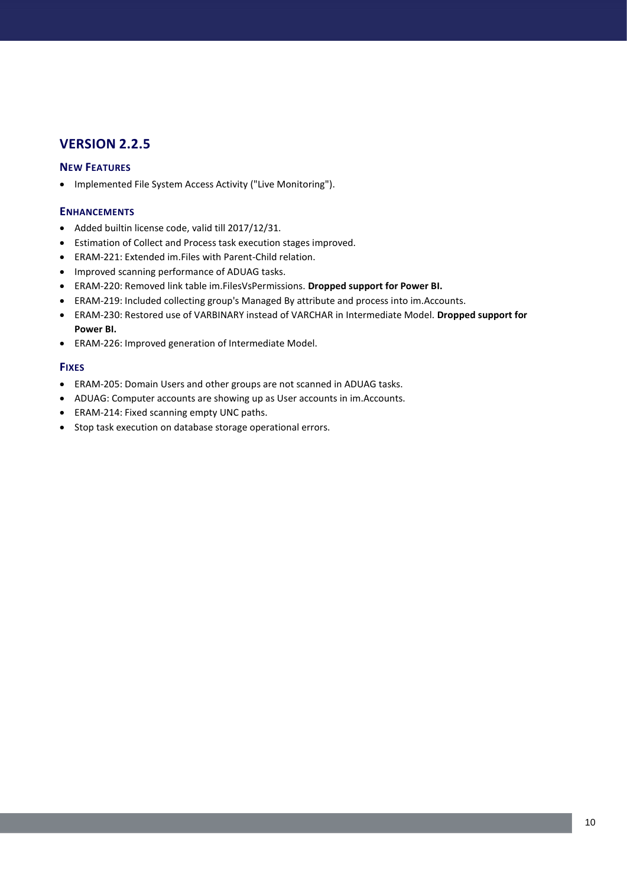## VERSION 2.2.5

### NEW FEATURES

- Implemented File System Access Activity ("Live Monitoring").

### ENHANCEMENTS

- Added builtin license code, valid till 2017/12/31.
- Estimation of Collect and Process task execution stages improved.
- ERAM-221: Extended im.Files with Parent-Child relation.
- Improved scanning performance of ADUAG tasks.
- ERAM-220: Removed link table im.FilesVsPermissions. **Dropped support for Power BI.**
- ERAM-219: Included collecting group's Managed By attribute and process into im.Accounts.
- ERAM-230: Restored use of VARBINARY instead of VARCHAR in Intermediate Model. **Dropped support for Power BI.**
- ERAM-226: Improved generation of Intermediate Model.

### FIXES

- ERAM-205: Domain Users and other groups are not scanned in ADUAG tasks.
- ADUAG: Computer accounts are showing up as User accounts in im.Accounts.
- ERAM-214: Fixed scanning empty UNC paths.
- Stop task execution on database storage operational errors.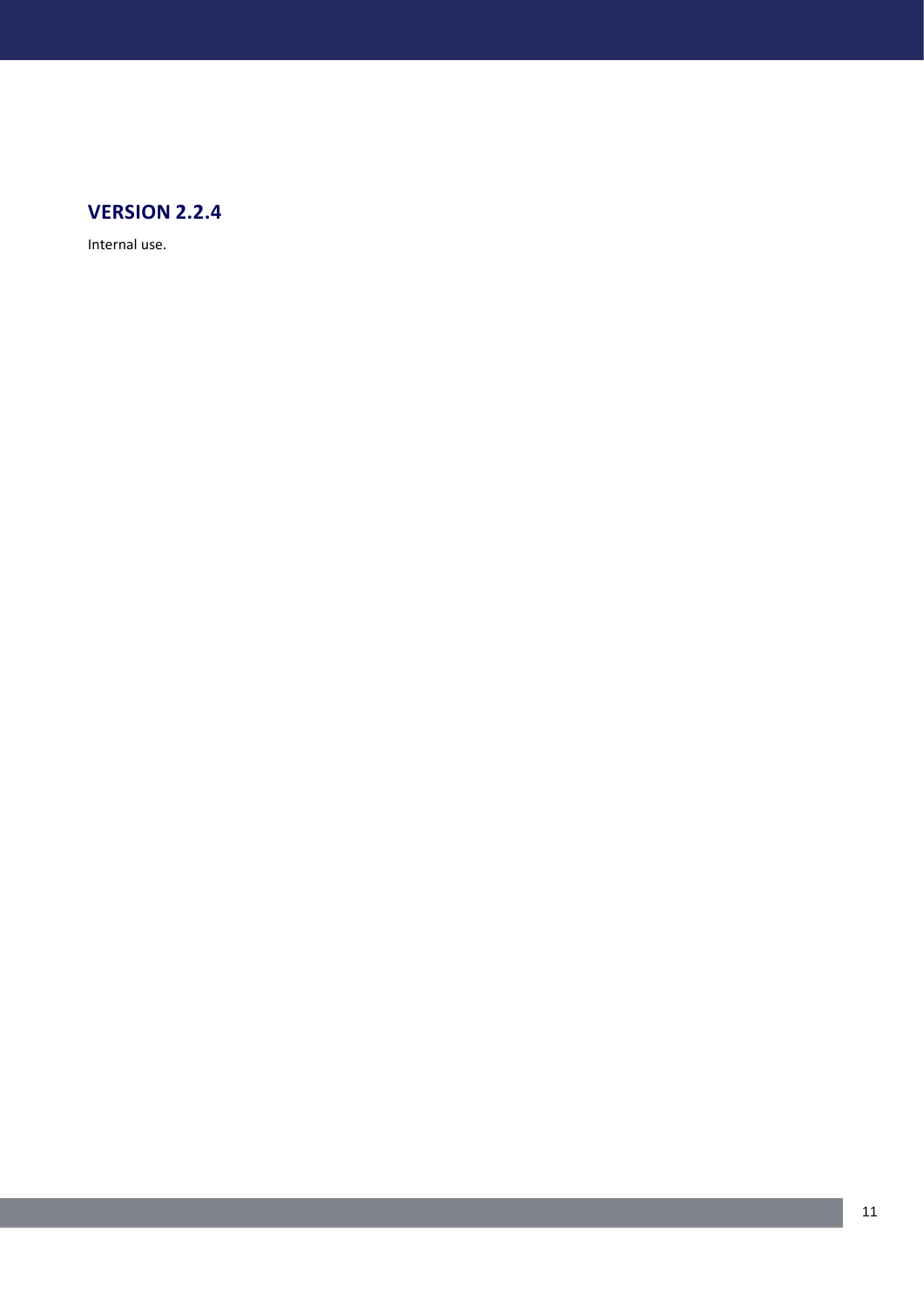## VERSION 2.2.4

Internal use.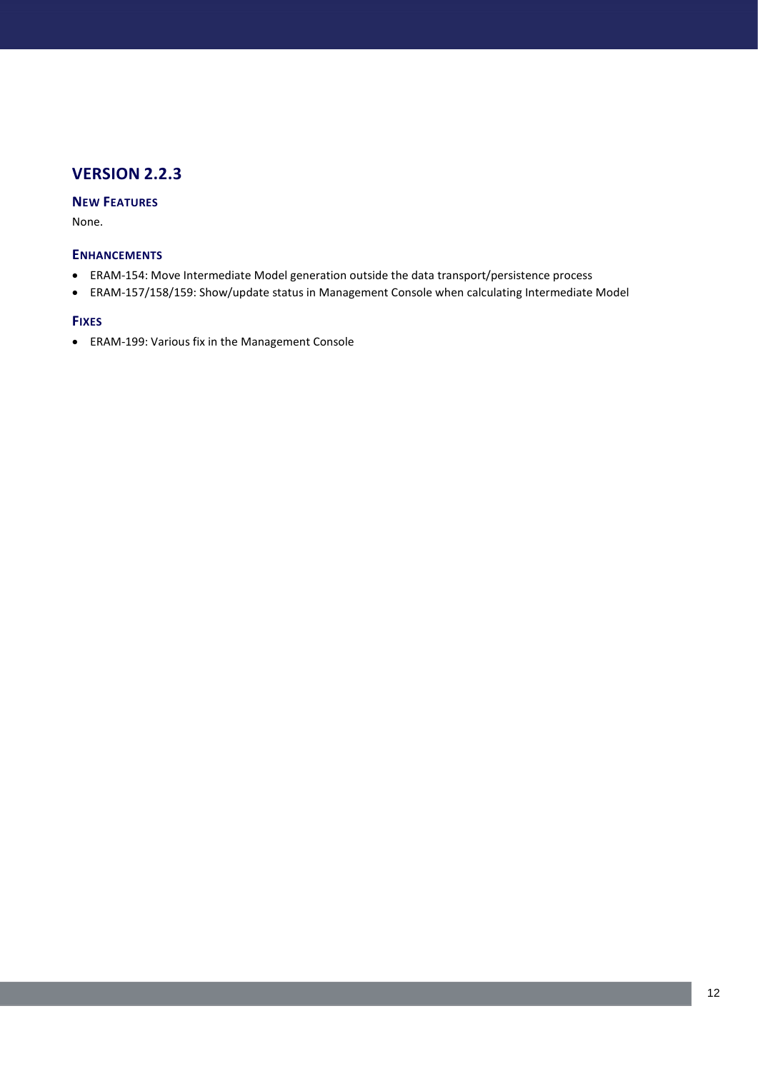## VERSION 2.2.3

### NEW FEATURES

None.

### ENHANCEMENTS

- ERAM-154: Move Intermediate Model generation outside the data transport/persistence process
- ERAM-157/158/159: Show/update status in Management Console when calculating Intermediate Model

### FIXES

- ERAM-199: Various fix in the Management Console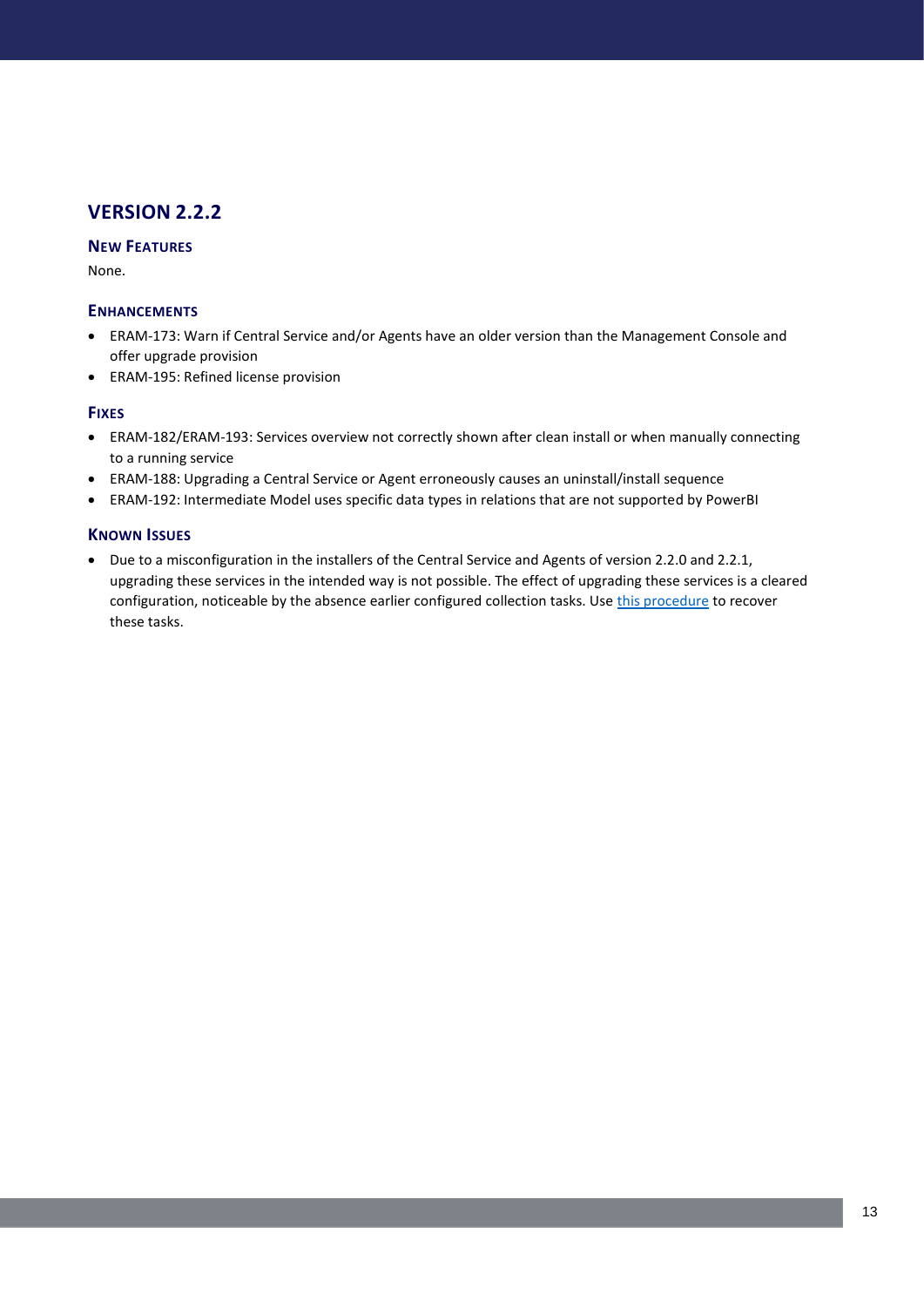## VERSION 2.2.2

### New Features

None.

### Enhancements

- ERAM-173: Warn if Central Service and/or Agents have an older version than the Management Console and offer upgrade provision
- ERAM-195: Refined license provision

### Fixes

- ERAM-182/ERAM-193: Services overview not correctly shown after clean install or when manually connecting to a running service
- ERAM-188: Upgrading a Central Service or Agent erroneously causes an uninstall/install sequence
- ERAM-192: Intermediate Model uses specific data types in relations that are not supported by PowerBI

### Known Issues

- Due to a misconfiguration in the installers of the Central Service and Agents of version 2.2.0 and 2.2.1, upgrading these services in the intended way is not possible. The effect of upgrading these services is a cleared configuration, noticeable by the absence earlier configured collection tasks. Use this procedure to recover these tasks.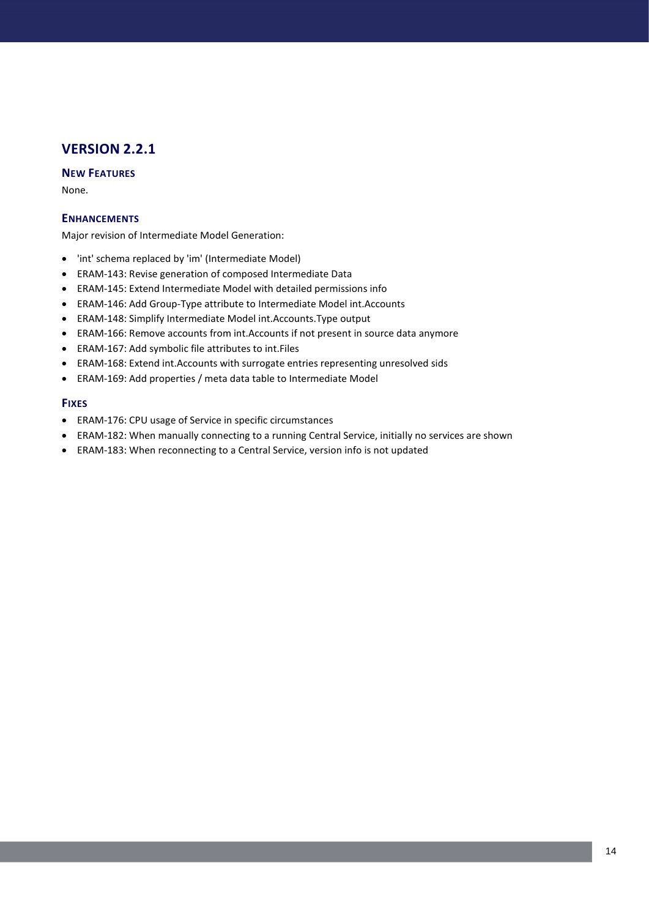## VERSION 2.2.1

### NEW FEATURES

None.

### ENHANCEMENTS

Major revision of Intermediate Model Generation:

- 'int' schema replaced by 'im' (Intermediate Model)
- ERAM-143: Revise generation of composed Intermediate Data
- ERAM-145: Extend Intermediate Model with detailed permissions info
- ERAM-146: Add Group-Type attribute to Intermediate Model int.Accounts
- ERAM-148: Simplify Intermediate Model int.Accounts.Type output
- ERAM-166: Remove accounts from int.Accounts if not present in source data anymore
- ERAM-167: Add symbolic file attributes to int.Files
- ERAM-168: Extend int.Accounts with surrogate entries representing unresolved sids
- ERAM-169: Add properties / meta data table to Intermediate Model

### FIXES

- ERAM-176: CPU usage of Service in specific circumstances
- ERAM-182: When manually connecting to a running Central Service, initially no services are shown
- ERAM-183: When reconnecting to a Central Service, version info is not updated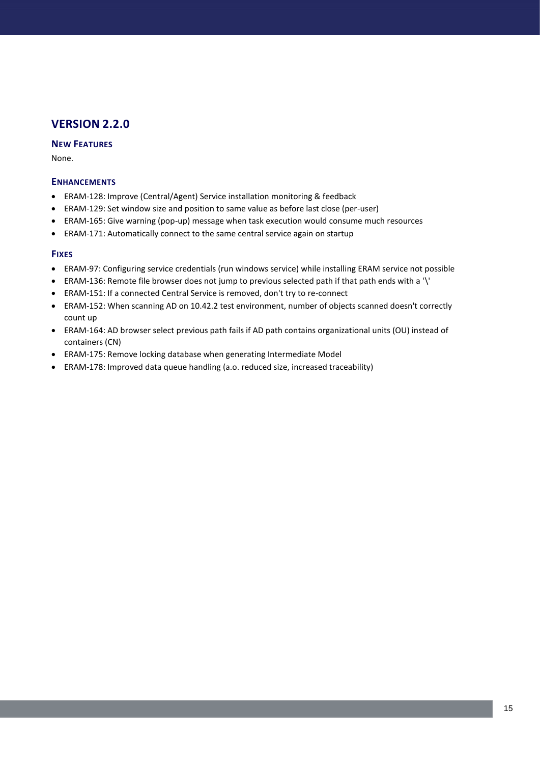## VERSION 2.2.0

### New Features

None.

### Enhancements

- ERAM-128: Improve (Central/Agent) Service installation monitoring & feedback
- ERAM-129: Set window size and position to same value as before last close (per-user)
- ERAM-165: Give warning (pop-up) message when task execution would consume much resources
- ERAM-171: Automatically connect to the same central service again on startup

### Fixes

- ERAM-97: Configuring service credentials (run windows service) while installing ERAM service not possible
- ERAM-136: Remote file browser does not jump to previous selected path if that path ends with a '\'
- ERAM-151: If a connected Central Service is removed, don't try to re-connect
- ERAM-152: When scanning AD on 10.42.2 test environment, number of objects scanned doesn't correctly count up
- ERAM-164: AD browser select previous path fails if AD path contains organizational units (OU) instead of containers (CN)
- ERAM-175: Remove locking database when generating Intermediate Model
- ERAM-178: Improved data queue handling (a.o. reduced size, increased traceability)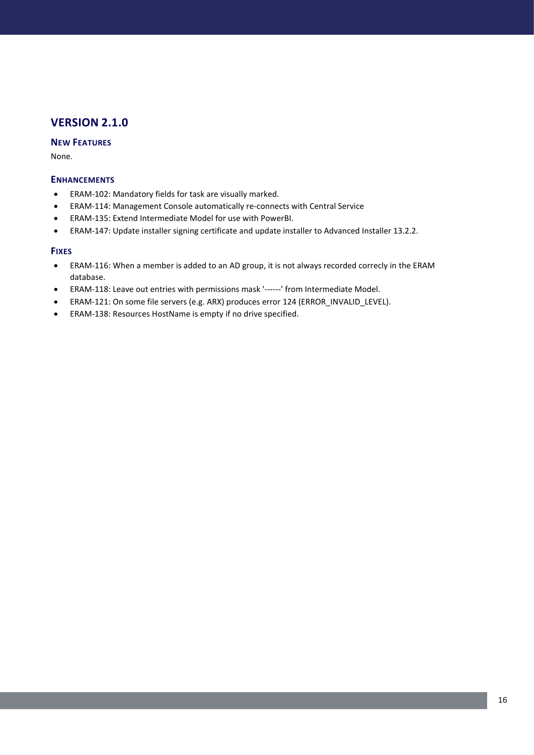## VERSION 2.1.0

### New Features

None.

### Enhancements

- ERAM-102: Mandatory fields for task are visually marked.
- ERAM-114: Management Console automatically re-connects with Central Service
- ERAM-135: Extend Intermediate Model for use with PowerBI.
- ERAM-147: Update installer signing certificate and update installer to Advanced Installer 13.2.2.

### Fixes

- ERAM-116: When a member is added to an AD group, it is not always recorded correcly in the ERAM database.
- ERAM-118: Leave out entries with permissions mask '------' from Intermediate Model.
- ERAM-121: On some file servers (e.g. ARX) produces error 124 (ERROR_INVALID_LEVEL).
- ERAM-138: Resources HostName is empty if no drive specified.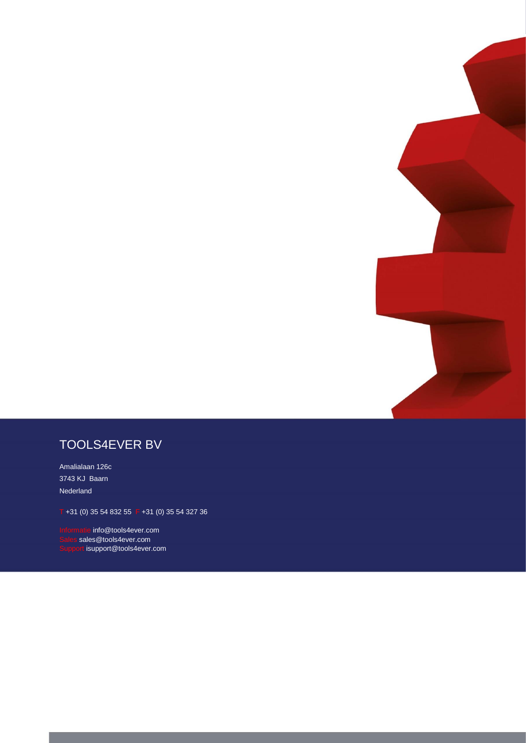## TOOLS4EVER BV

Amalialaan 126c
3743 KJ Baarn
Nederland

T +31 (0) 35 54 832 55 F +31 (0) 35 54 327 36

Informatie info@tools4ever.com
Sales sales@tools4ever.com
Support isupport@tools4ever.com